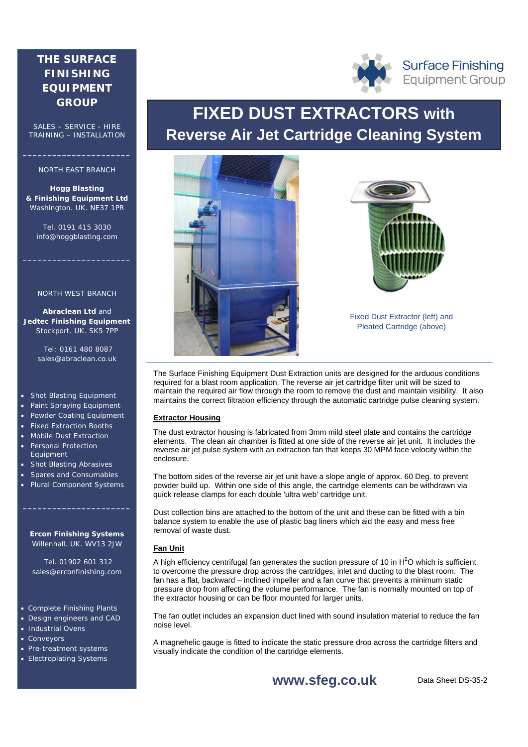# FIXED DUST EXTRACTORS with Reverse Air Jet Cartridge Cleaning System

Fixed Dust Extractor (left) and Pleated Cartridge (above)

The Surface Finishing Equipment Dust Extraction units are designed for the arduous conditions required for a blast room application. The reverse air jet cartridge filter unit will be sized to maintain the required air flow through the room to remove the dust and maintain visibility. It also maintains the correct filtration efficiency through the automatic cartridge pulse cleaning system.

### Extractor Housing

The dust extractor housing is fabricated from 3mm mild steel plate and contains the cartridge elements. The clean air chamber is fitted at one side of the reverse air jet unit. It includes the reverse air jet pulse system with an extraction fan that keeps 30 MPM face velocity within the enclosure.

The bottom sides of the reverse air jet unit have a slope angle of approx. 60 Deg. to prevent powder build up. Within one side of this angle, the cartridge elements can be withdrawn via quick release clamps for each double 'ultra web' cartridge unit.

Dust collection bins are attached to the bottom of the unit and these can be fitted with a bin balance system to enable the use of plastic bag liners which aid the easy and mess free removal of waste dust.

### Fan Unit

A high efficiency centrifugal fan generates the suction pressure of 10 in $H^2O$ which is sufficient to overcome the pressure drop across the cartridges, inlet and ducting to the blast room. The fan has a flat, backward – inclined impeller and a fan curve that prevents a minimum static pressure drop from affecting the volume performance. The fan is normally mounted on top of the extractor housing or can be floor mounted for larger units.

The fan outlet includes an expansion duct lined with sound insulation material to reduce the fan noise level.

A magnehelic gauge is fitted to indicate the static pressure drop across the cartridge filters and visually indicate the condition of the cartridge elements.

---

**THE SURFACE FINISHING EQUIPMENT GROUP**

SALES – SERVICE - HIRE
TRAINING – INSTALLATION

NORTH EAST BRANCH

**Hogg Blasting & Finishing Equipment Ltd**
Washington. UK. NE37 1PR

Tel. 0191 415 3030
info@hoggblasting.com

NORTH WEST BRANCH

**Abraclean Ltd** and **Jedtec Finishing Equipment**
Stockport. UK. SK5 7PP

Tel: 0161 480 8087
sales@abraclean.co.uk

- Shot Blasting Equipment
- Paint Spraying Equipment
- Powder Coating Equipment
- Fixed Extraction Booths
- Mobile Dust Extraction
- Personal Protection Equipment
- Shot Blasting Abrasives
- Spares and Consumables
- Plural Component Systems

**Ercon Finishing Systems**
Willenhall. UK. WV13 2JW

Tel. 01902 601 312
sales@erconfinishing.com

- Complete Finishing Plants
- Design engineers and CAD
- Industrial Ovens
- Conveyors
- Pre-treatment systems
- Electroplating Systems

Surface Finishing Equipment Group

**www.sfeg.co.uk**

Data Sheet DS-35-2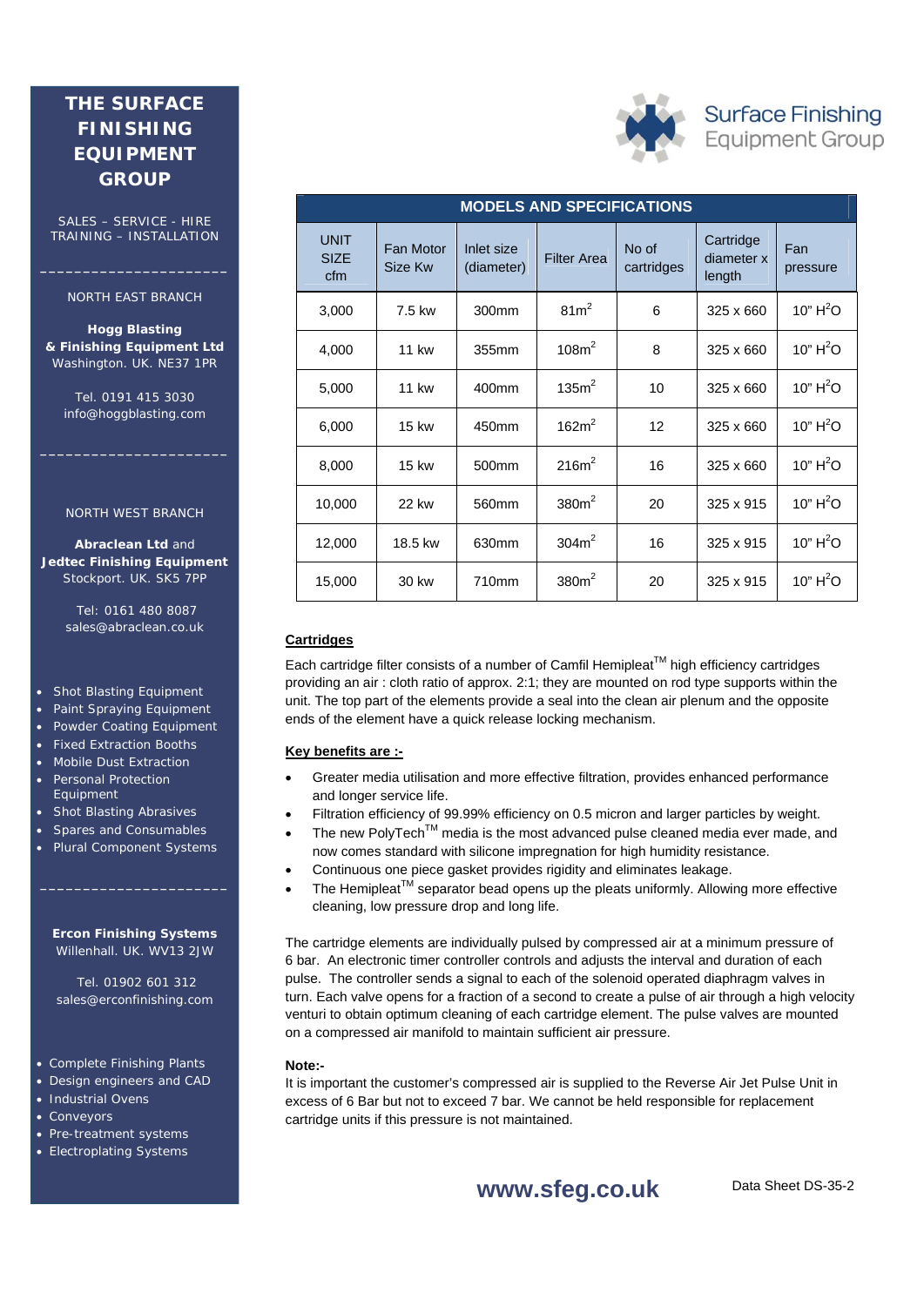# THE SURFACE FINISHING EQUIPMENT GROUP

SALES – SERVICE - HIRE
TRAINING – INSTALLATION

NORTH EAST BRANCH

**Hogg Blasting & Finishing Equipment Ltd**
Washington. UK. NE37 1PR

Tel. 0191 415 3030
info@hoggblasting.com

NORTH WEST BRANCH

**Abraclean Ltd** and **Jedtec Finishing Equipment**
Stockport. UK. SK5 7PP

Tel: 0161 480 8087
sales@abraclean.co.uk

- Shot Blasting Equipment
- Paint Spraying Equipment
- Powder Coating Equipment
- Fixed Extraction Booths
- Mobile Dust Extraction
- Personal Protection Equipment
- Shot Blasting Abrasives
- Spares and Consumables
- Plural Component Systems

**Ercon Finishing Systems**
Willenhall. UK. WV13 2JW

Tel. 01902 601 312
sales@erconfinishing.com

- Complete Finishing Plants
- Design engineers and CAD
- Industrial Ovens
- Conveyors
- Pre-treatment systems
- Electroplating Systems

Surface Finishing Equipment Group

**MODELS AND SPECIFICATIONS**

| UNIT SIZE cfm | Fan Motor Size Kw | Inlet size (diameter) | Filter Area | No of cartridges | Cartridge diameter x length | Fan pressure |
|---|---|---|---|---|---|---|
| 3,000 | 7.5 kw | 300mm | $81m^2$ | 6 | 325 x 660 | 10" $H^2O$ |
| 4,000 | 11 kw | 355mm | $108m^2$ | 8 | 325 x 660 | 10" $H^2O$ |
| 5,000 | 11 kw | 400mm | $135m^2$ | 10 | 325 x 660 | 10" $H^2O$ |
| 6,000 | 15 kw | 450mm | $162m^2$ | 12 | 325 x 660 | 10" $H^2O$ |
| 8,000 | 15 kw | 500mm | $216m^2$ | 16 | 325 x 660 | 10" $H^2O$ |
| 10,000 | 22 kw | 560mm | $380m^2$ | 20 | 325 x 915 | 10" $H^2O$ |
| 12,000 | 18.5 kw | 630mm | $304m^2$ | 16 | 325 x 915 | 10" $H^2O$ |
| 15,000 | 30 kw | 710mm | $380m^2$ | 20 | 325 x 915 | 10" $H^2O$ |

**Cartridges**

Each cartridge filter consists of a number of Camfil Hemipleat$^{TM}$ high efficiency cartridges providing an air : cloth ratio of approx. 2:1; they are mounted on rod type supports within the unit. The top part of the elements provide a seal into the clean air plenum and the opposite ends of the element have a quick release locking mechanism.

**Key benefits are :-**

- Greater media utilisation and more effective filtration, provides enhanced performance and longer service life.
- Filtration efficiency of 99.99% efficiency on 0.5 micron and larger particles by weight.
- The new PolyTech$^{TM}$ media is the most advanced pulse cleaned media ever made, and now comes standard with silicone impregnation for high humidity resistance.
- Continuous one piece gasket provides rigidity and eliminates leakage.
- The Hemipleat$^{TM}$ separator bead opens up the pleats uniformly. Allowing more effective cleaning, low pressure drop and long life.

The cartridge elements are individually pulsed by compressed air at a minimum pressure of 6 bar. An electronic timer controller controls and adjusts the interval and duration of each pulse. The controller sends a signal to each of the solenoid operated diaphragm valves in turn. Each valve opens for a fraction of a second to create a pulse of air through a high velocity venturi to obtain optimum cleaning of each cartridge element. The pulse valves are mounted on a compressed air manifold to maintain sufficient air pressure.

**Note:-**

It is important the customer's compressed air is supplied to the Reverse Air Jet Pulse Unit in excess of 6 Bar but not to exceed 7 bar. We cannot be held responsible for replacement cartridge units if this pressure is not maintained.

**www.sfeg.co.uk**

Data Sheet DS-35-2